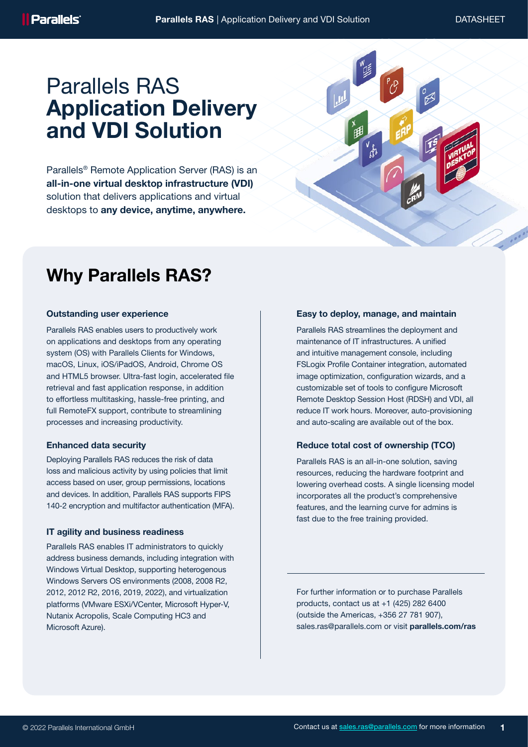# Parallels RAS **Application Delivery and VDI Solution**

Parallels® Remote Application Server (RAS) is an **all-in-one virtual desktop infrastructure (VDI)** solution that delivers applications and virtual desktops to **any device, anytime, anywhere.**

## Why Parallels RAS?

### Outstanding user experience

Parallels RAS enables users to productively work on applications and desktops from any operating system (OS) with Parallels Clients for Windows, macOS, Linux, iOS/iPadOS, Android, Chrome OS and HTML5 browser. Ultra-fast login, accelerated file retrieval and fast application response, in addition to effortless multitasking, hassle-free printing, and full RemoteFX support, contribute to streamlining processes and increasing productivity.

### Enhanced data security

Deploying Parallels RAS reduces the risk of data loss and malicious activity by using policies that limit access based on user, group permissions, locations and devices. In addition, Parallels RAS supports FIPS 140-2 encryption and multifactor authentication (MFA).

### IT agility and business readiness

Parallels RAS enables IT administrators to quickly address business demands, including integration with Windows Virtual Desktop, supporting heterogenous Windows Servers OS environments (2008, 2008 R2, 2012, 2012 R2, 2016, 2019, 2022), and virtualization platforms (VMware ESXi/VCenter, Microsoft Hyper-V, Nutanix Acropolis, Scale Computing HC3 and Microsoft Azure).

### Easy to deploy, manage, and maintain

Parallels RAS streamlines the deployment and maintenance of IT infrastructures. A unified and intuitive management console, including FSLogix Profile Container integration, automated image optimization, configuration wizards, and a customizable set of tools to configure Microsoft Remote Desktop Session Host (RDSH) and VDI, all reduce IT work hours. Moreover, auto-provisioning and auto-scaling are available out of the box.

### Reduce total cost of ownership (TCO)

Parallels RAS is an all-in-one solution, saving resources, reducing the hardware footprint and lowering overhead costs. A single licensing model incorporates all the product's comprehensive features, and the learning curve for admins is fast due to the free training provided.

For further information or to purchase Parallels products, contact us at +1 (425) 282 6400 (outside the Americas, +356 27 781 907), sales.ras@parallels.com or visit **parallels.com/ras**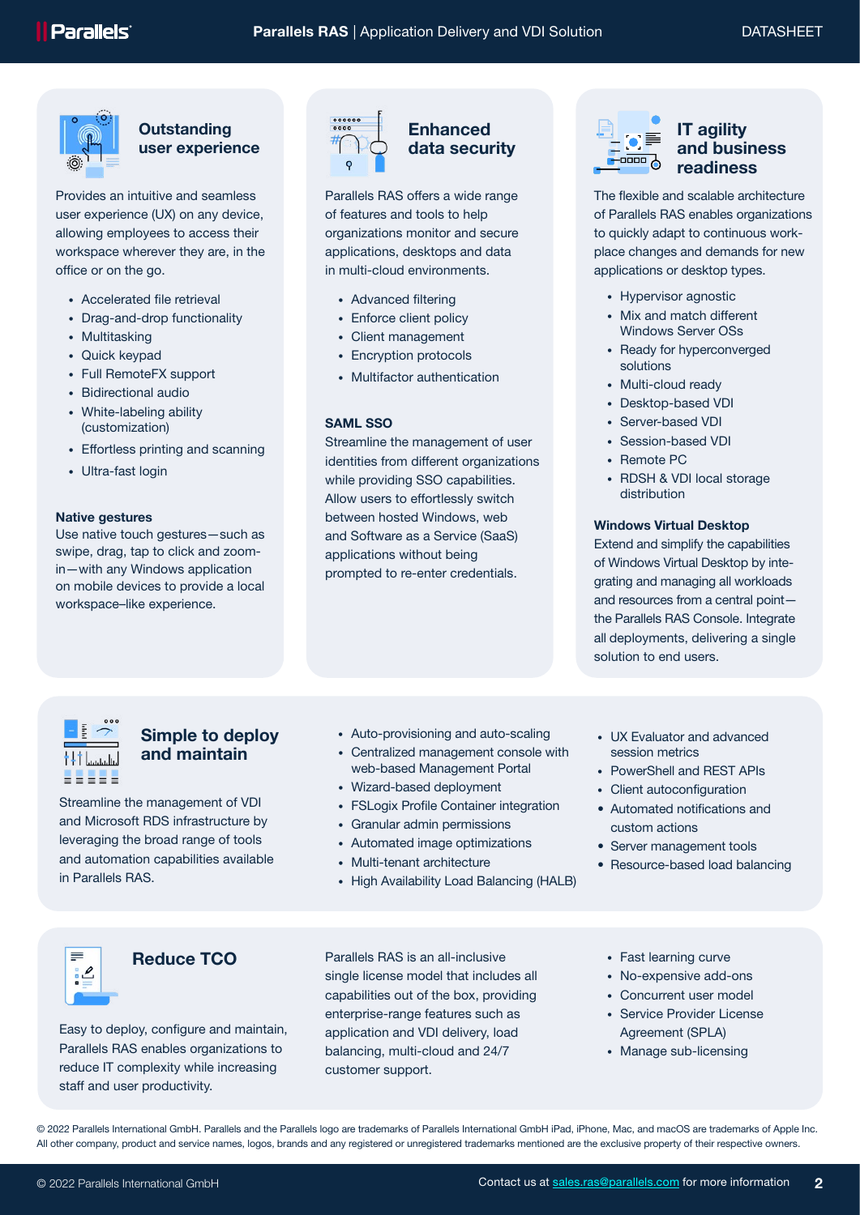## Outstanding user experience

Provides an intuitive and seamless user experience (UX) on any device, allowing employees to access their workspace wherever they are, in the office or on the go.

- Accelerated file retrieval
- Drag-and-drop functionality
- Multitasking
- Quick keypad
- Full RemoteFX support
- Bidirectional audio
- White-labeling ability (customization)
- Effortless printing and scanning
- Ultra-fast login

**Native gestures**

Use native touch gestures—such as swipe, drag, tap to click and zoom-in—with any Windows application on mobile devices to provide a local workspace–like experience.

## Enhanced data security

Parallels RAS offers a wide range of features and tools to help organizations monitor and secure applications, desktops and data in multi-cloud environments.

- Advanced filtering
- Enforce client policy
- Client management
- Encryption protocols
- Multifactor authentication

**SAML SSO**

Streamline the management of user identities from different organizations while providing SSO capabilities. Allow users to effortlessly switch between hosted Windows, web and Software as a Service (SaaS) applications without being prompted to re-enter credentials.

## IT agility and business readiness

The flexible and scalable architecture of Parallels RAS enables organizations to quickly adapt to continuous workplace changes and demands for new applications or desktop types.

- Hypervisor agnostic
- Mix and match different Windows Server OSs
- Ready for hyperconverged solutions
- Multi-cloud ready
- Desktop-based VDI
- Server-based VDI
- Session-based VDI
- Remote PC
- RDSH & VDI local storage distribution

**Windows Virtual Desktop**

Extend and simplify the capabilities of Windows Virtual Desktop by integrating and managing all workloads and resources from a central point—the Parallels RAS Console. Integrate all deployments, delivering a single solution to end users.

## Simple to deploy and maintain

Streamline the management of VDI and Microsoft RDS infrastructure by leveraging the broad range of tools and automation capabilities available in Parallels RAS.

- Auto-provisioning and auto-scaling
- Centralized management console with web-based Management Portal
- Wizard-based deployment
- FSLogix Profile Container integration
- Granular admin permissions
- Automated image optimizations
- Multi-tenant architecture
- High Availability Load Balancing (HALB)
- UX Evaluator and advanced session metrics
- PowerShell and REST APIs
- Client autoconfiguration
- Automated notifications and custom actions
- Server management tools
- Resource-based load balancing

## Reduce TCO

Easy to deploy, configure and maintain, Parallels RAS enables organizations to reduce IT complexity while increasing staff and user productivity.

Parallels RAS is an all-inclusive single license model that includes all capabilities out of the box, providing enterprise-range features such as application and VDI delivery, load balancing, multi-cloud and 24/7 customer support.

- Fast learning curve
- No-expensive add-ons
- Concurrent user model
- Service Provider License Agreement (SPLA)
- Manage sub-licensing

© 2022 Parallels International GmbH. Parallels and the Parallels logo are trademarks of Parallels International GmbH iPad, iPhone, Mac, and macOS are trademarks of Apple Inc. All other company, product and service names, logos, brands and any registered or unregistered trademarks mentioned are the exclusive property of their respective owners.

Contact us at sales.ras@parallels.com for more information